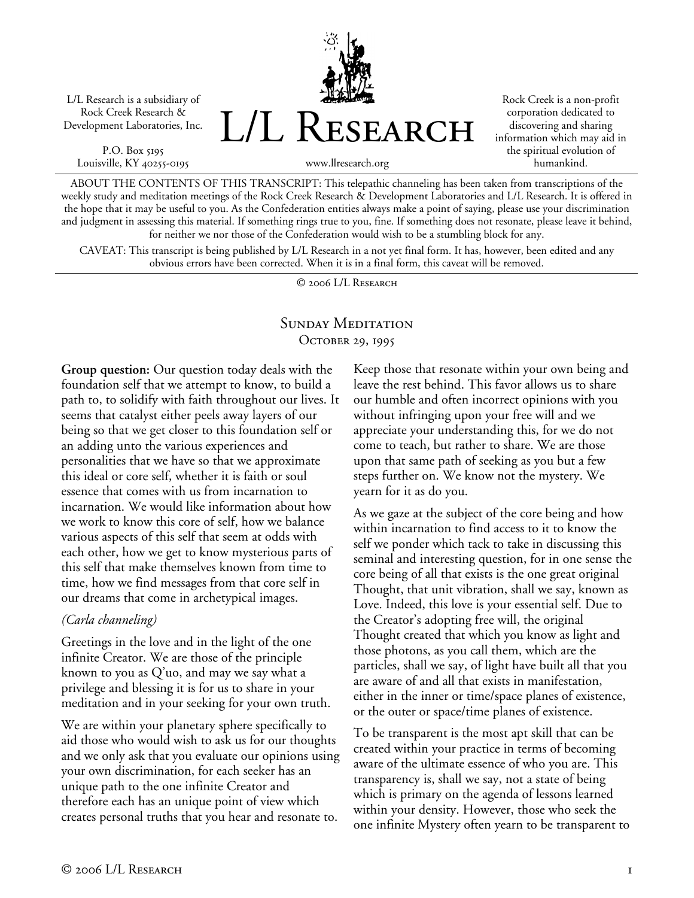L/L Research is a subsidiary of Rock Creek Research & Development Laboratories, Inc.

P.O. Box 5195
Louisville, KY 40255-0195

# L/L Research

www.llresearch.org

Rock Creek is a non-profit corporation dedicated to discovering and sharing information which may aid in the spiritual evolution of humankind.

ABOUT THE CONTENTS OF THIS TRANSCRIPT: This telepathic channeling has been taken from transcriptions of the weekly study and meditation meetings of the Rock Creek Research & Development Laboratories and L/L Research. It is offered in the hope that it may be useful to you. As the Confederation entities always make a point of saying, please use your discrimination and judgment in assessing this material. If something rings true to you, fine. If something does not resonate, please leave it behind, for neither we nor those of the Confederation would wish to be a stumbling block for any.

CAVEAT: This transcript is being published by L/L Research in a not yet final form. It has, however, been edited and any obvious errors have been corrected. When it is in a final form, this caveat will be removed.

© 2006 L/L Research

## Sunday Meditation
### October 29, 1995

**Group question:** Our question today deals with the foundation self that we attempt to know, to build a path to, to solidify with faith throughout our lives. It seems that catalyst either peels away layers of our being so that we get closer to this foundation self or an adding unto the various experiences and personalities that we have so that we approximate this ideal or core self, whether it is faith or soul essence that comes with us from incarnation to incarnation. We would like information about how we work to know this core of self, how we balance various aspects of this self that seem at odds with each other, how we get to know mysterious parts of this self that make themselves known from time to time, how we find messages from that core self in our dreams that come in archetypical images.

*(Carla channeling)*

Greetings in the love and in the light of the one infinite Creator. We are those of the principle known to you as Q'uo, and may we say what a privilege and blessing it is for us to share in your meditation and in your seeking for your own truth.

We are within your planetary sphere specifically to aid those who would wish to ask us for our thoughts and we only ask that you evaluate our opinions using your own discrimination, for each seeker has an unique path to the one infinite Creator and therefore each has an unique point of view which creates personal truths that you hear and resonate to. Keep those that resonate within your own being and leave the rest behind. This favor allows us to share our humble and often incorrect opinions with you without infringing upon your free will and we appreciate your understanding this, for we do not come to teach, but rather to share. We are those upon that same path of seeking as you but a few steps further on. We know not the mystery. We yearn for it as do you.

As we gaze at the subject of the core being and how within incarnation to find access to it to know the self we ponder which tack to take in discussing this seminal and interesting question, for in one sense the core being of all that exists is the one great original Thought, that unit vibration, shall we say, known as Love. Indeed, this love is your essential self. Due to the Creator's adopting free will, the original Thought created that which you know as light and those photons, as you call them, which are the particles, shall we say, of light have built all that you are aware of and all that exists in manifestation, either in the inner or time/space planes of existence, or the outer or space/time planes of existence.

To be transparent is the most apt skill that can be created within your practice in terms of becoming aware of the ultimate essence of who you are. This transparency is, shall we say, not a state of being which is primary on the agenda of lessons learned within your density. However, those who seek the one infinite Mystery often yearn to be transparent to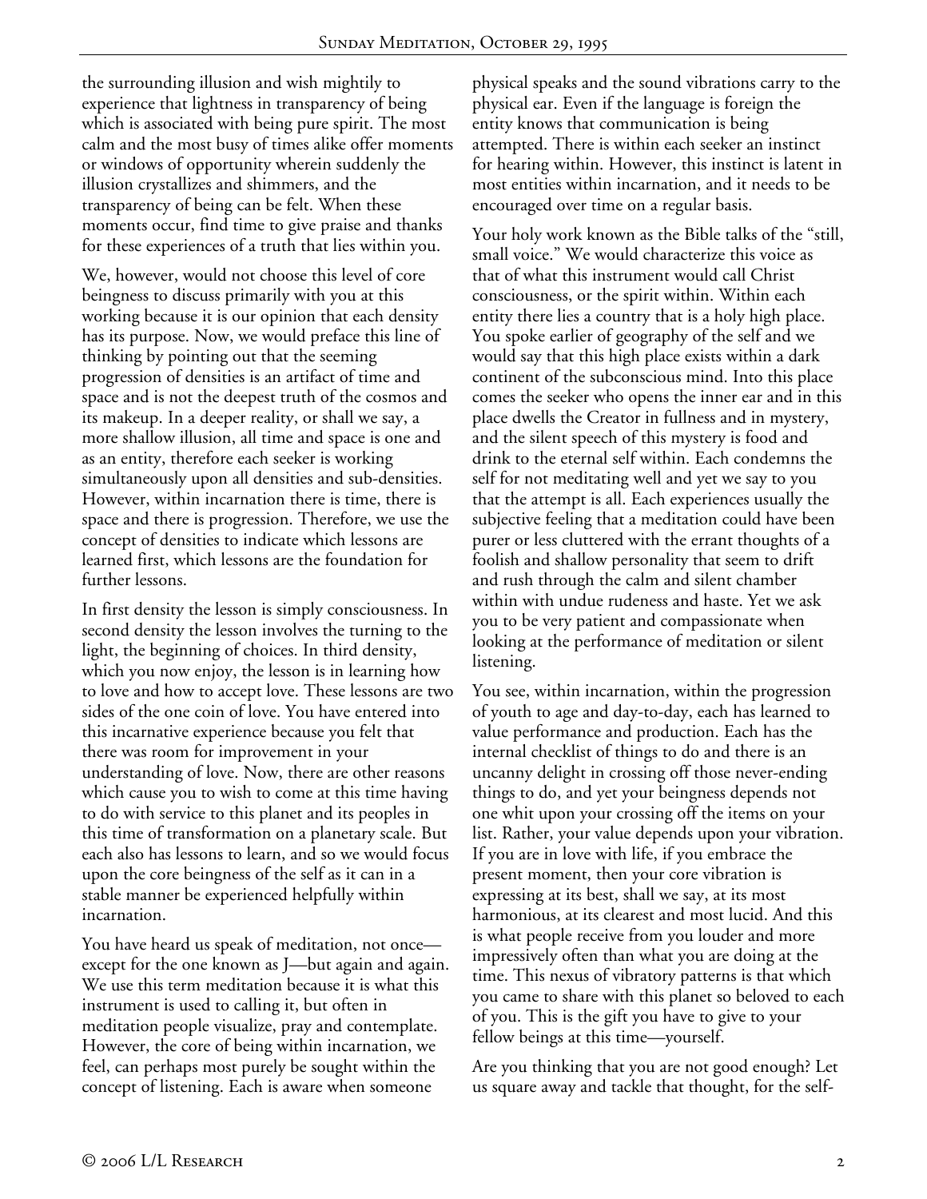the surrounding illusion and wish mightily to experience that lightness in transparency of being which is associated with being pure spirit. The most calm and the most busy of times alike offer moments or windows of opportunity wherein suddenly the illusion crystallizes and shimmers, and the transparency of being can be felt. When these moments occur, find time to give praise and thanks for these experiences of a truth that lies within you.

We, however, would not choose this level of core beingness to discuss primarily with you at this working because it is our opinion that each density has its purpose. Now, we would preface this line of thinking by pointing out that the seeming progression of densities is an artifact of time and space and is not the deepest truth of the cosmos and its makeup. In a deeper reality, or shall we say, a more shallow illusion, all time and space is one and as an entity, therefore each seeker is working simultaneously upon all densities and sub-densities. However, within incarnation there is time, there is space and there is progression. Therefore, we use the concept of densities to indicate which lessons are learned first, which lessons are the foundation for further lessons.

In first density the lesson is simply consciousness. In second density the lesson involves the turning to the light, the beginning of choices. In third density, which you now enjoy, the lesson is in learning how to love and how to accept love. These lessons are two sides of the one coin of love. You have entered into this incarnative experience because you felt that there was room for improvement in your understanding of love. Now, there are other reasons which cause you to wish to come at this time having to do with service to this planet and its peoples in this time of transformation on a planetary scale. But each also has lessons to learn, and so we would focus upon the core beingness of the self as it can in a stable manner be experienced helpfully within incarnation.

You have heard us speak of meditation, not once—except for the one known as J—but again and again. We use this term meditation because it is what this instrument is used to calling it, but often in meditation people visualize, pray and contemplate. However, the core of being within incarnation, we feel, can perhaps most purely be sought within the concept of listening. Each is aware when someone physical speaks and the sound vibrations carry to the physical ear. Even if the language is foreign the entity knows that communication is being attempted. There is within each seeker an instinct for hearing within. However, this instinct is latent in most entities within incarnation, and it needs to be encouraged over time on a regular basis.

Your holy work known as the Bible talks of the "still, small voice." We would characterize this voice as that of what this instrument would call Christ consciousness, or the spirit within. Within each entity there lies a country that is a holy high place. You spoke earlier of geography of the self and we would say that this high place exists within a dark continent of the subconscious mind. Into this place comes the seeker who opens the inner ear and in this place dwells the Creator in fullness and in mystery, and the silent speech of this mystery is food and drink to the eternal self within. Each condemns the self for not meditating well and yet we say to you that the attempt is all. Each experiences usually the subjective feeling that a meditation could have been purer or less cluttered with the errant thoughts of a foolish and shallow personality that seem to drift and rush through the calm and silent chamber within with undue rudeness and haste. Yet we ask you to be very patient and compassionate when looking at the performance of meditation or silent listening.

You see, within incarnation, within the progression of youth to age and day-to-day, each has learned to value performance and production. Each has the internal checklist of things to do and there is an uncanny delight in crossing off those never-ending things to do, and yet your beingness depends not one whit upon your crossing off the items on your list. Rather, your value depends upon your vibration. If you are in love with life, if you embrace the present moment, then your core vibration is expressing at its best, shall we say, at its most harmonious, at its clearest and most lucid. And this is what people receive from you louder and more impressively often than what you are doing at the time. This nexus of vibratory patterns is that which you came to share with this planet so beloved to each of you. This is the gift you have to give to your fellow beings at this time—yourself.

Are you thinking that you are not good enough? Let us square away and tackle that thought, for the self-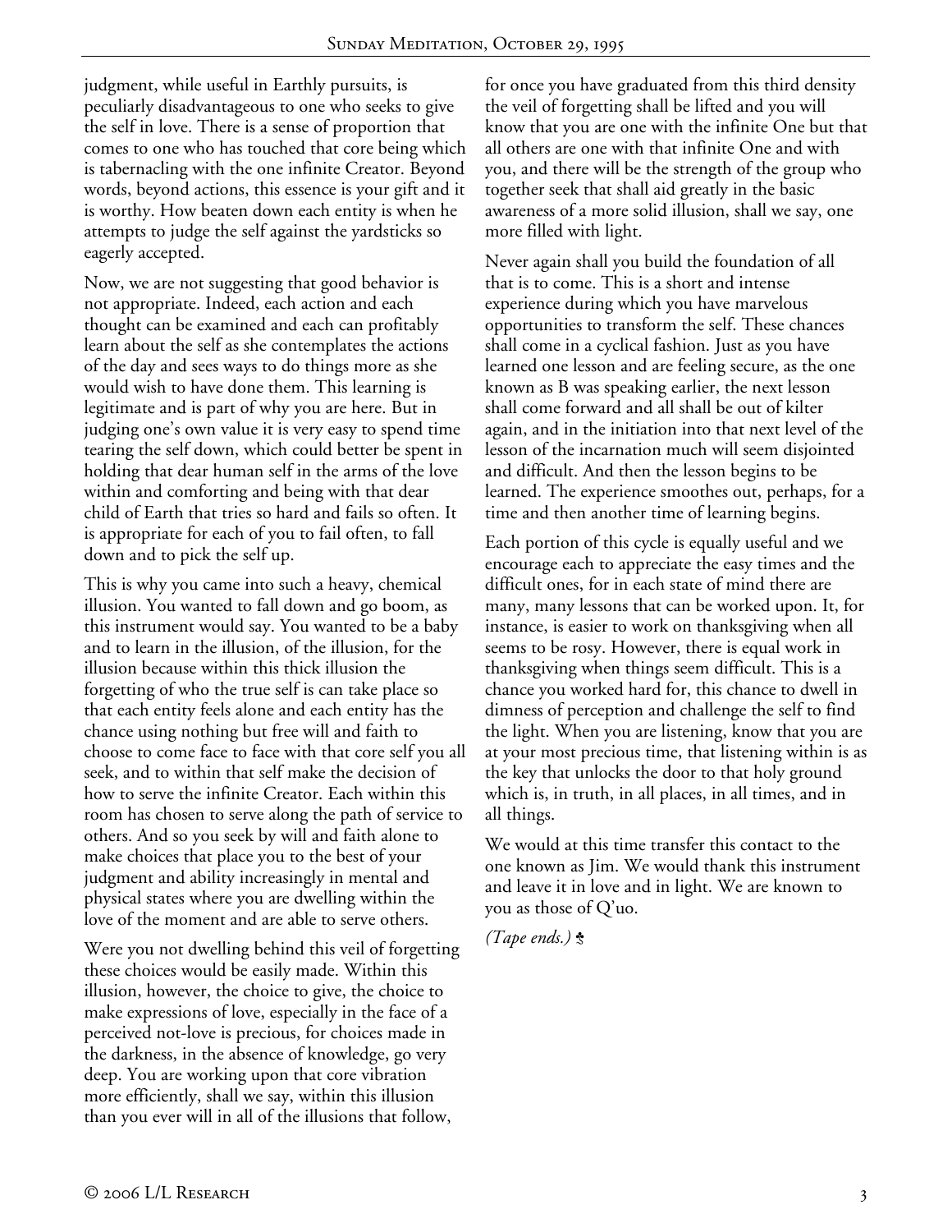judgment, while useful in Earthly pursuits, is peculiarly disadvantageous to one who seeks to give the self in love. There is a sense of proportion that comes to one who has touched that core being which is tabernacling with the one infinite Creator. Beyond words, beyond actions, this essence is your gift and it is worthy. How beaten down each entity is when he attempts to judge the self against the yardsticks so eagerly accepted.

Now, we are not suggesting that good behavior is not appropriate. Indeed, each action and each thought can be examined and each can profitably learn about the self as she contemplates the actions of the day and sees ways to do things more as she would wish to have done them. This learning is legitimate and is part of why you are here. But in judging one's own value it is very easy to spend time tearing the self down, which could better be spent in holding that dear human self in the arms of the love within and comforting and being with that dear child of Earth that tries so hard and fails so often. It is appropriate for each of you to fail often, to fall down and to pick the self up.

This is why you came into such a heavy, chemical illusion. You wanted to fall down and go boom, as this instrument would say. You wanted to be a baby and to learn in the illusion, of the illusion, for the illusion because within this thick illusion the forgetting of who the true self is can take place so that each entity feels alone and each entity has the chance using nothing but free will and faith to choose to come face to face with that core self you all seek, and to within that self make the decision of how to serve the infinite Creator. Each within this room has chosen to serve along the path of service to others. And so you seek by will and faith alone to make choices that place you to the best of your judgment and ability increasingly in mental and physical states where you are dwelling within the love of the moment and are able to serve others.

Were you not dwelling behind this veil of forgetting these choices would be easily made. Within this illusion, however, the choice to give, the choice to make expressions of love, especially in the face of a perceived not-love is precious, for choices made in the darkness, in the absence of knowledge, go very deep. You are working upon that core vibration more efficiently, shall we say, within this illusion than you ever will in all of the illusions that follow, for once you have graduated from this third density the veil of forgetting shall be lifted and you will know that you are one with the infinite One but that all others are one with that infinite One and with you, and there will be the strength of the group who together seek that shall aid greatly in the basic awareness of a more solid illusion, shall we say, one more filled with light.

Never again shall you build the foundation of all that is to come. This is a short and intense experience during which you have marvelous opportunities to transform the self. These chances shall come in a cyclical fashion. Just as you have learned one lesson and are feeling secure, as the one known as B was speaking earlier, the next lesson shall come forward and all shall be out of kilter again, and in the initiation into that next level of the lesson of the incarnation much will seem disjointed and difficult. And then the lesson begins to be learned. The experience smoothes out, perhaps, for a time and then another time of learning begins.

Each portion of this cycle is equally useful and we encourage each to appreciate the easy times and the difficult ones, for in each state of mind there are many, many lessons that can be worked upon. It, for instance, is easier to work on thanksgiving when all seems to be rosy. However, there is equal work in thanksgiving when things seem difficult. This is a chance you worked hard for, this chance to dwell in dimness of perception and challenge the self to find the light. When you are listening, know that you are at your most precious time, that listening within is as the key that unlocks the door to that holy ground which is, in truth, in all places, in all times, and in all things.

We would at this time transfer this contact to the one known as Jim. We would thank this instrument and leave it in love and in light. We are known to you as those of Q'uo.

*(Tape ends.)*